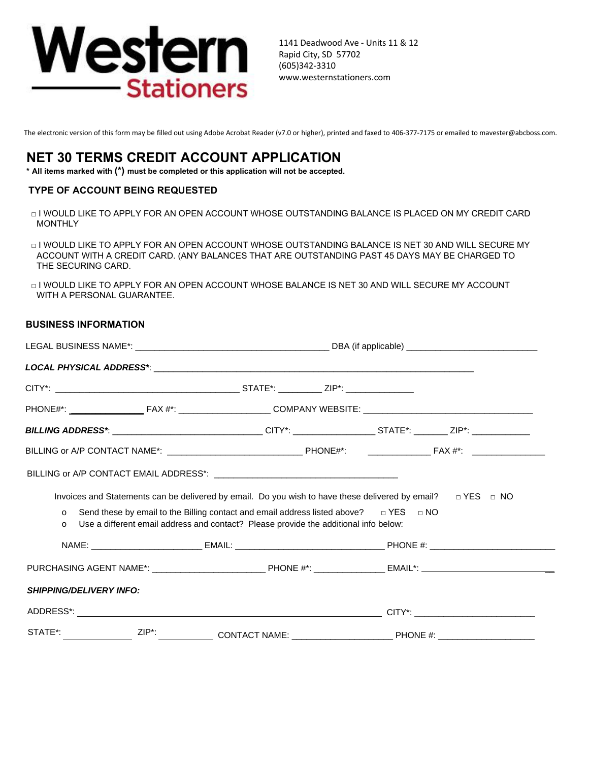# Western Stationers

1141 Deadwood Ave - Units 11 & 12
Rapid City, SD 57702
(605)342-3310
www.westernstationers.com

The electronic version of this form may be filled out using Adobe Acrobat Reader (v7.0 or higher), printed and faxed to 406-377-7175 or emailed to mavester@abcboss.com.

## NET 30 TERMS CREDIT ACCOUNT APPLICATION

**\* All items marked with (\*) must be completed or this application will not be accepted.**

### TYPE OF ACCOUNT BEING REQUESTED

□ I WOULD LIKE TO APPLY FOR AN OPEN ACCOUNT WHOSE OUTSTANDING BALANCE IS PLACED ON MY CREDIT CARD MONTHLY

□ I WOULD LIKE TO APPLY FOR AN OPEN ACCOUNT WHOSE OUTSTANDING BALANCE IS NET 30 AND WILL SECURE MY ACCOUNT WITH A CREDIT CARD. (ANY BALANCES THAT ARE OUTSTANDING PAST 45 DAYS MAY BE CHARGED TO THE SECURING CARD.

□ I WOULD LIKE TO APPLY FOR AN OPEN ACCOUNT WHOSE BALANCE IS NET 30 AND WILL SECURE MY ACCOUNT WITH A PERSONAL GUARANTEE.

### BUSINESS INFORMATION

LEGAL BUSINESS NAME*: ________________________ DBA (if applicable) ________________________

***LOCAL PHYSICAL ADDRESS****: ________________________________________________

CITY*: ________________________ STATE*: ________ ZIP*: ____________

PHONE#*: ____________ FAX #*: ____________ COMPANY WEBSITE: ________________________

***BILLING ADDRESS****: ________________________ CITY*: ____________ STATE*: ______ ZIP*: __________

BILLING or A/P CONTACT NAME*: ________________________ PHONE#*: ____________ FAX #*: ____________

BILLING or A/P CONTACT EMAIL ADDRESS*: ________________________________

Invoices and Statements can be delivered by email. Do you wish to have these delivered by email? □ YES □ NO

- Send these by email to the Billing contact and email address listed above? □ YES □ NO
- Use a different email address and contact? Please provide the additional info below:

NAME: ____________________ EMAIL: ________________________ PHONE #: ____________________

PURCHASING AGENT NAME*: ____________________ PHONE #*: ____________ EMAIL*: ____________________

***SHIPPING/DELIVERY INFO:***

ADDRESS*: ________________________________________________ CITY*: ____________________

STATE*: ____________ ZIP*: __________ CONTACT NAME: ____________________ PHONE #: ____________________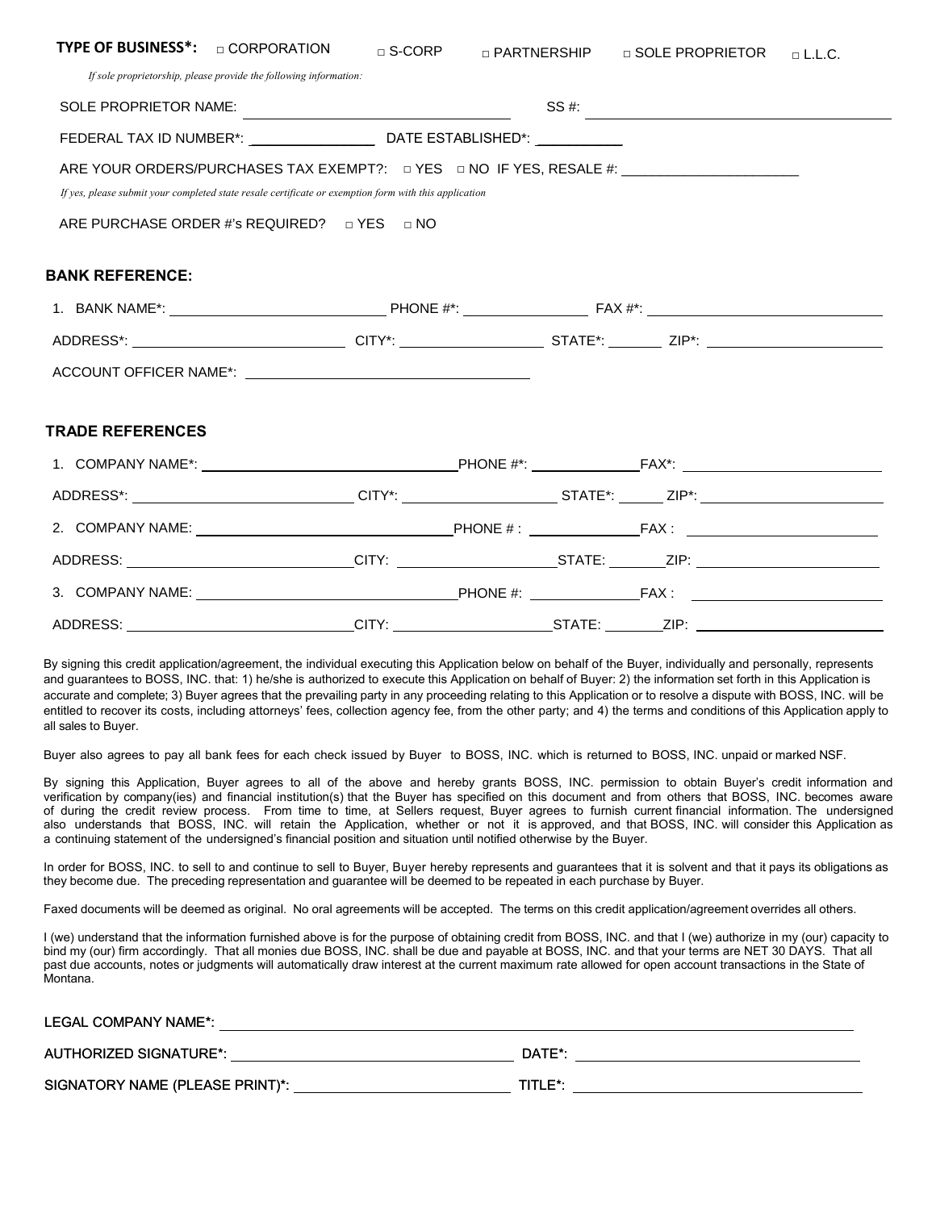**TYPE OF BUSINESS*:** □ CORPORATION □ S-CORP □ PARTNERSHIP □ SOLE PROPRIETOR □ L.L.C.

*If sole proprietorship, please provide the following information:*

SOLE PROPRIETOR NAME: ______________________ SS #: ______________________

FEDERAL TAX ID NUMBER*: ______________ DATE ESTABLISHED*: __________

ARE YOUR ORDERS/PURCHASES TAX EXEMPT?: □ YES □ NO IF YES, RESALE #: ______________________

*If yes, please submit your completed state resale certificate or exemption form with this application*

ARE PURCHASE ORDER #'s REQUIRED? □ YES □ NO

## BANK REFERENCE:

1. BANK NAME*: ______________________ PHONE #*: ______________ FAX #*: ______________________

ADDRESS*: ______________________ CITY*: ______________ STATE*: ______ ZIP*: ______________

ACCOUNT OFFICER NAME*: ______________________

## TRADE REFERENCES

1. COMPANY NAME*: ______________________ PHONE #*: ______________ FAX*: ______________________

ADDRESS*: ______________________ CITY*: ______________ STATE*: ______ ZIP*: ______________

2. COMPANY NAME: ______________________ PHONE # : ______________ FAX : ______________________

ADDRESS: ______________________ CITY: ______________ STATE: ______ ZIP: ______________

3. COMPANY NAME: ______________________ PHONE #: ______________ FAX : ______________________

ADDRESS: ______________________ CITY: ______________ STATE: ______ ZIP: ______________

By signing this credit application/agreement, the individual executing this Application below on behalf of the Buyer, individually and personally, represents and guarantees to BOSS, INC. that: 1) he/she is authorized to execute this Application on behalf of Buyer: 2) the information set forth in this Application is accurate and complete; 3) Buyer agrees that the prevailing party in any proceeding relating to this Application or to resolve a dispute with BOSS, INC. will be entitled to recover its costs, including attorneys' fees, collection agency fee, from the other party; and 4) the terms and conditions of this Application apply to all sales to Buyer.

Buyer also agrees to pay all bank fees for each check issued by Buyer to BOSS, INC. which is returned to BOSS, INC. unpaid or marked NSF.

By signing this Application, Buyer agrees to all of the above and hereby grants BOSS, INC. permission to obtain Buyer's credit information and verification by company(ies) and financial institution(s) that the Buyer has specified on this document and from others that BOSS, INC. becomes aware of during the credit review process. From time to time, at Sellers request, Buyer agrees to furnish current financial information. The undersigned also understands that BOSS, INC. will retain the Application, whether or not it is approved, and that BOSS, INC. will consider this Application as a continuing statement of the undersigned's financial position and situation until notified otherwise by the Buyer.

In order for BOSS, INC. to sell to and continue to sell to Buyer, Buyer hereby represents and guarantees that it is solvent and that it pays its obligations as they become due. The preceding representation and guarantee will be deemed to be repeated in each purchase by Buyer.

Faxed documents will be deemed as original. No oral agreements will be accepted. The terms on this credit application/agreement overrides all others.

I (we) understand that the information furnished above is for the purpose of obtaining credit from BOSS, INC. and that I (we) authorize in my (our) capacity to bind my (our) firm accordingly. That all monies due BOSS, INC. shall be due and payable at BOSS, INC. and that your terms are NET 30 DAYS. That all past due accounts, notes or judgments will automatically draw interest at the current maximum rate allowed for open account transactions in the State of Montana.

LEGAL COMPANY NAME*: ______________________________________________

AUTHORIZED SIGNATURE*: ______________________ DATE*: ______________________

SIGNATORY NAME (PLEASE PRINT)*: ______________________ TITLE*: ______________________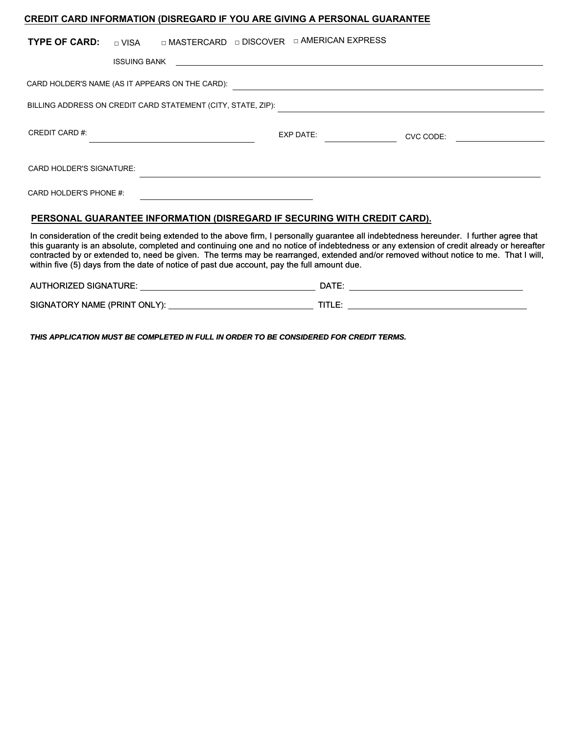## CREDIT CARD INFORMATION (DISREGARD IF YOU ARE GIVING A PERSONAL GUARANTEE

**TYPE OF CARD:** □ VISA □ MASTERCARD □ DISCOVER □ AMERICAN EXPRESS

ISSUING BANK ______________________________

CARD HOLDER'S NAME (AS IT APPEARS ON THE CARD): ______________________________

BILLING ADDRESS ON CREDIT CARD STATEMENT (CITY, STATE, ZIP): ______________________________

CREDIT CARD #: ______________________ EXP DATE: __________ CVC CODE: __________

CARD HOLDER'S SIGNATURE: ______________________________

CARD HOLDER'S PHONE #: ______________________

## PERSONAL GUARANTEE INFORMATION (DISREGARD IF SECURING WITH CREDIT CARD).

In consideration of the credit being extended to the above firm, I personally guarantee all indebtedness hereunder. I further agree that this guaranty is an absolute, completed and continuing one and no notice of indebtedness or any extension of credit already or hereafter contracted by or extended to, need be given. The terms may be rearranged, extended and/or removed without notice to me. That I will, within five (5) days from the date of notice of past due account, pay the full amount due.

AUTHORIZED SIGNATURE: ______________________ DATE: ______________________

SIGNATORY NAME (PRINT ONLY): ______________________ TITLE: ______________________

***THIS APPLICATION MUST BE COMPLETED IN FULL IN ORDER TO BE CONSIDERED FOR CREDIT TERMS.***